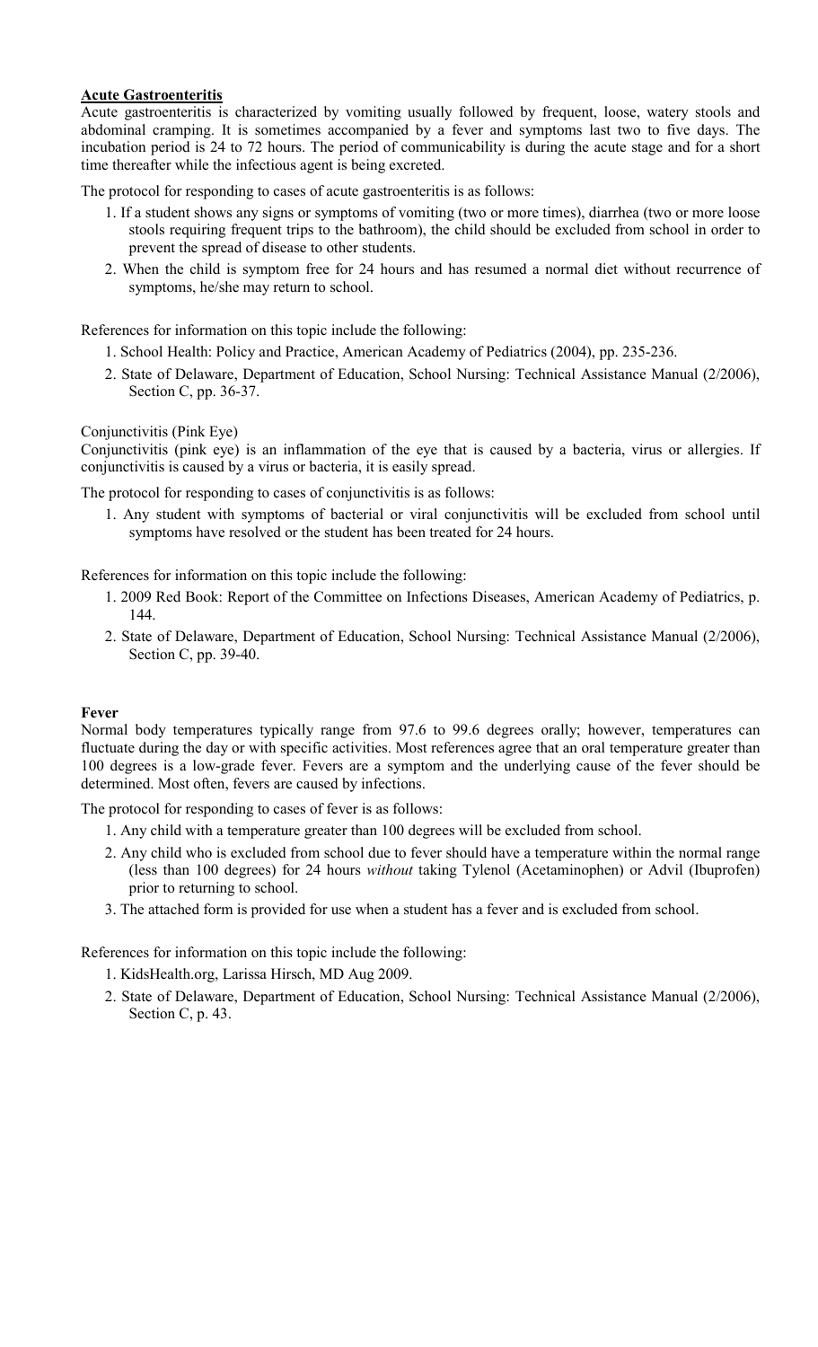**Acute Gastroenteritis**

Acute gastroenteritis is characterized by vomiting usually followed by frequent, loose, watery stools and abdominal cramping. It is sometimes accompanied by a fever and symptoms last two to five days. The incubation period is 24 to 72 hours. The period of communicability is during the acute stage and for a short time thereafter while the infectious agent is being excreted.

The protocol for responding to cases of acute gastroenteritis is as follows:

1. If a student shows any signs or symptoms of vomiting (two or more times), diarrhea (two or more loose stools requiring frequent trips to the bathroom), the child should be excluded from school in order to prevent the spread of disease to other students.
2. When the child is symptom free for 24 hours and has resumed a normal diet without recurrence of symptoms, he/she may return to school.

References for information on this topic include the following:

1. School Health: Policy and Practice, American Academy of Pediatrics (2004), pp. 235-236.
2. State of Delaware, Department of Education, School Nursing: Technical Assistance Manual (2/2006), Section C, pp. 36-37.

Conjunctivitis (Pink Eye)

Conjunctivitis (pink eye) is an inflammation of the eye that is caused by a bacteria, virus or allergies. If conjunctivitis is caused by a virus or bacteria, it is easily spread.

The protocol for responding to cases of conjunctivitis is as follows:

1. Any student with symptoms of bacterial or viral conjunctivitis will be excluded from school until symptoms have resolved or the student has been treated for 24 hours.

References for information on this topic include the following:

1. 2009 Red Book: Report of the Committee on Infections Diseases, American Academy of Pediatrics, p. 144.
2. State of Delaware, Department of Education, School Nursing: Technical Assistance Manual (2/2006), Section C, pp. 39-40.

**Fever**

Normal body temperatures typically range from 97.6 to 99.6 degrees orally; however, temperatures can fluctuate during the day or with specific activities. Most references agree that an oral temperature greater than 100 degrees is a low-grade fever. Fevers are a symptom and the underlying cause of the fever should be determined. Most often, fevers are caused by infections.

The protocol for responding to cases of fever is as follows:

1. Any child with a temperature greater than 100 degrees will be excluded from school.
2. Any child who is excluded from school due to fever should have a temperature within the normal range (less than 100 degrees) for 24 hours *without* taking Tylenol (Acetaminophen) or Advil (Ibuprofen) prior to returning to school.
3. The attached form is provided for use when a student has a fever and is excluded from school.

References for information on this topic include the following:

1. KidsHealth.org, Larissa Hirsch, MD Aug 2009.
2. State of Delaware, Department of Education, School Nursing: Technical Assistance Manual (2/2006), Section C, p. 43.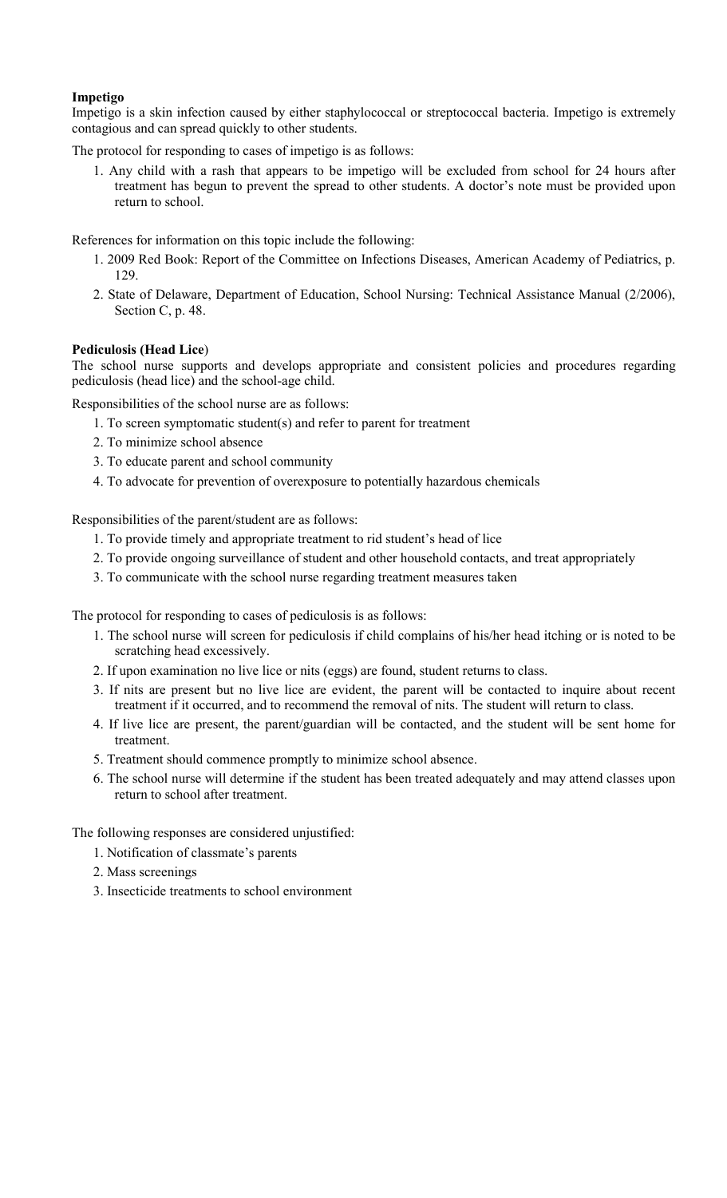**Impetigo**

Impetigo is a skin infection caused by either staphylococcal or streptococcal bacteria. Impetigo is extremely contagious and can spread quickly to other students.

The protocol for responding to cases of impetigo is as follows:

1. Any child with a rash that appears to be impetigo will be excluded from school for 24 hours after treatment has begun to prevent the spread to other students. A doctor's note must be provided upon return to school.

References for information on this topic include the following:

1. 2009 Red Book: Report of the Committee on Infections Diseases, American Academy of Pediatrics, p. 129.
2. State of Delaware, Department of Education, School Nursing: Technical Assistance Manual (2/2006), Section C, p. 48.

**Pediculosis (Head Lice)**

The school nurse supports and develops appropriate and consistent policies and procedures regarding pediculosis (head lice) and the school-age child.

Responsibilities of the school nurse are as follows:

1. To screen symptomatic student(s) and refer to parent for treatment
2. To minimize school absence
3. To educate parent and school community
4. To advocate for prevention of overexposure to potentially hazardous chemicals

Responsibilities of the parent/student are as follows:

1. To provide timely and appropriate treatment to rid student's head of lice
2. To provide ongoing surveillance of student and other household contacts, and treat appropriately
3. To communicate with the school nurse regarding treatment measures taken

The protocol for responding to cases of pediculosis is as follows:

1. The school nurse will screen for pediculosis if child complains of his/her head itching or is noted to be scratching head excessively.
2. If upon examination no live lice or nits (eggs) are found, student returns to class.
3. If nits are present but no live lice are evident, the parent will be contacted to inquire about recent treatment if it occurred, and to recommend the removal of nits. The student will return to class.
4. If live lice are present, the parent/guardian will be contacted, and the student will be sent home for treatment.
5. Treatment should commence promptly to minimize school absence.
6. The school nurse will determine if the student has been treated adequately and may attend classes upon return to school after treatment.

The following responses are considered unjustified:

1. Notification of classmate's parents
2. Mass screenings
3. Insecticide treatments to school environment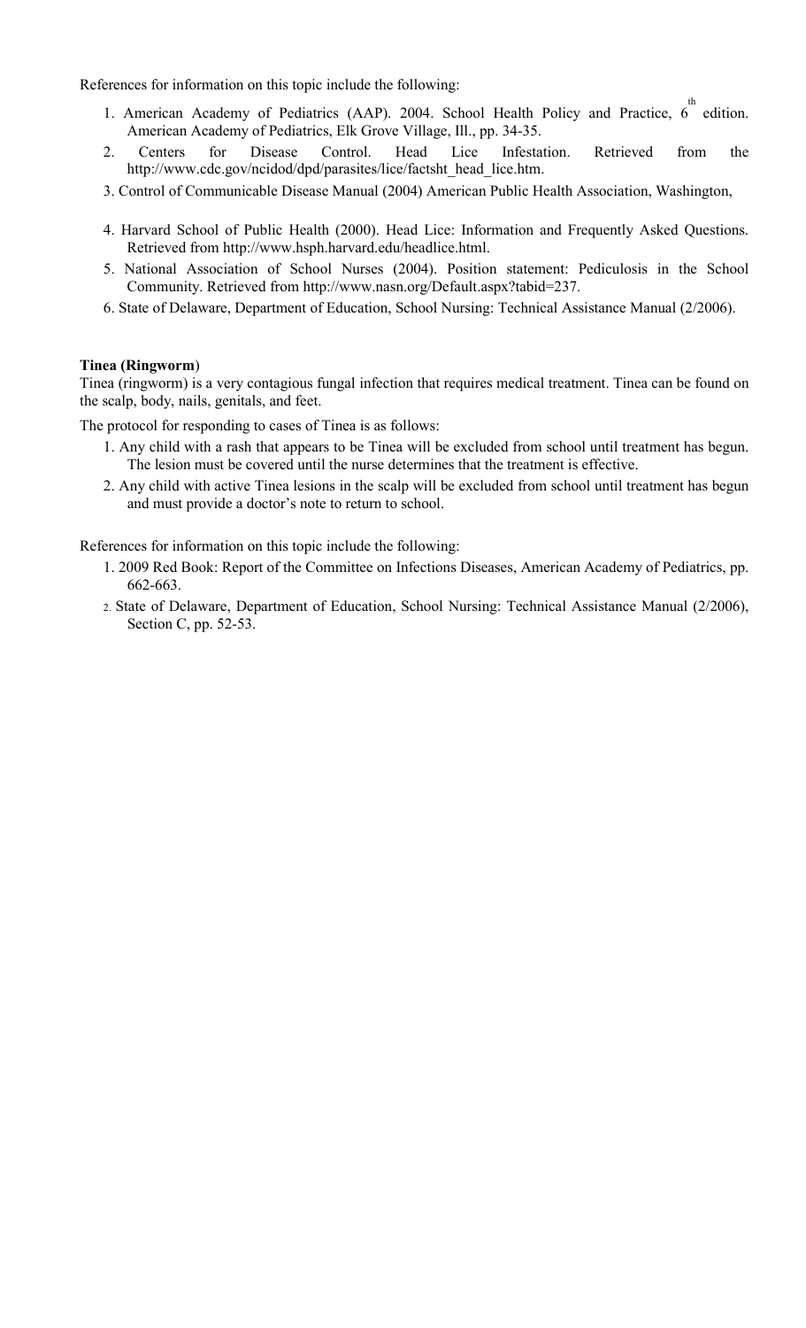References for information on this topic include the following:

1. American Academy of Pediatrics (AAP). 2004. School Health Policy and Practice, 6th edition. American Academy of Pediatrics, Elk Grove Village, Ill., pp. 34-35.
2. Centers for Disease Control. Head Lice Infestation. Retrieved from the http://www.cdc.gov/ncidod/dpd/parasites/lice/factsht_head_lice.htm.
3. Control of Communicable Disease Manual (2004) American Public Health Association, Washington,
4. Harvard School of Public Health (2000). Head Lice: Information and Frequently Asked Questions. Retrieved from http://www.hsph.harvard.edu/headlice.html.
5. National Association of School Nurses (2004). Position statement: Pediculosis in the School Community. Retrieved from http://www.nasn.org/Default.aspx?tabid=237.
6. State of Delaware, Department of Education, School Nursing: Technical Assistance Manual (2/2006).

**Tinea (Ringworm)**

Tinea (ringworm) is a very contagious fungal infection that requires medical treatment. Tinea can be found on the scalp, body, nails, genitals, and feet.

The protocol for responding to cases of Tinea is as follows:

1. Any child with a rash that appears to be Tinea will be excluded from school until treatment has begun. The lesion must be covered until the nurse determines that the treatment is effective.
2. Any child with active Tinea lesions in the scalp will be excluded from school until treatment has begun and must provide a doctor's note to return to school.

References for information on this topic include the following:

1. 2009 Red Book: Report of the Committee on Infections Diseases, American Academy of Pediatrics, pp. 662-663.
2. State of Delaware, Department of Education, School Nursing: Technical Assistance Manual (2/2006), Section C, pp. 52-53.